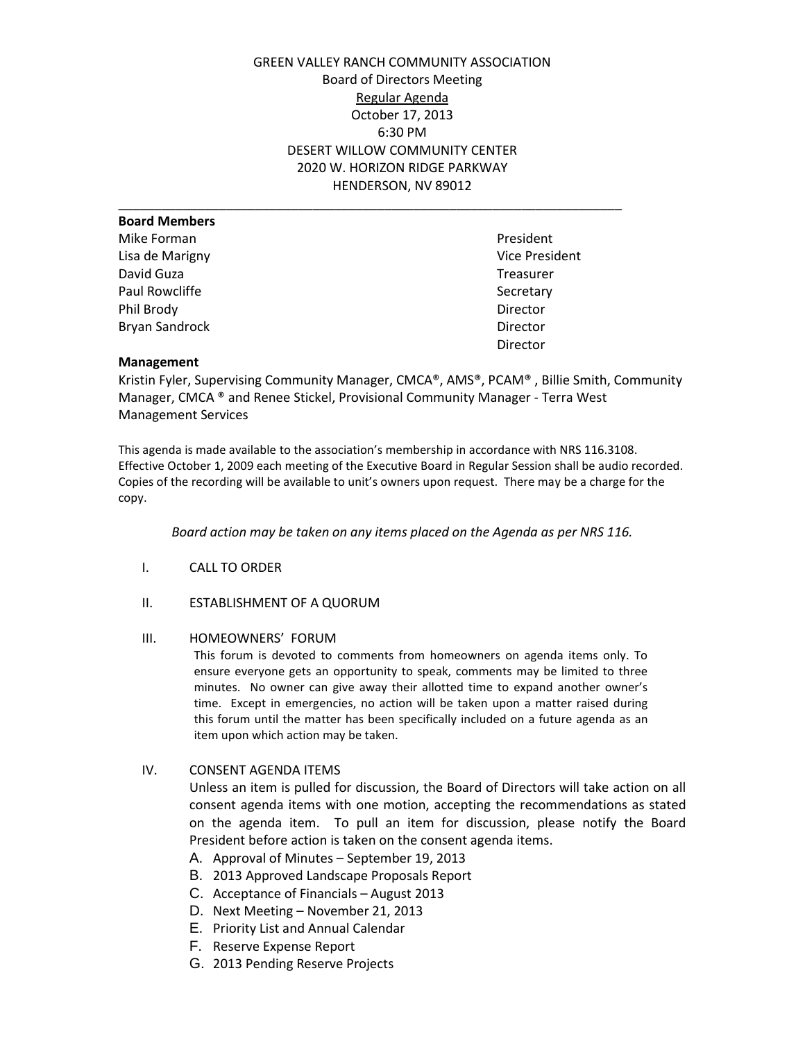GREEN VALLEY RANCH COMMUNITY ASSOCIATION

Board of Directors Meeting

Regular Agenda

October 17, 2013

6:30 PM

DESERT WILLOW COMMUNITY CENTER

2020 W. HORIZON RIDGE PARKWAY

HENDERSON, NV 89012

---

**Board Members**

| | |
|---|---|
| Mike Forman | President |
| Lisa de Marigny | Vice President |
| David Guza | Treasurer |
| Paul Rowcliffe | Secretary |
| Phil Brody | Director |
| Bryan Sandrock | Director |
| | Director |

**Management**

Kristin Fyler, Supervising Community Manager, CMCA®, AMS®, PCAM® , Billie Smith, Community Manager, CMCA ® and Renee Stickel, Provisional Community Manager - Terra West Management Services

This agenda is made available to the association's membership in accordance with NRS 116.3108. Effective October 1, 2009 each meeting of the Executive Board in Regular Session shall be audio recorded. Copies of the recording will be available to unit's owners upon request. There may be a charge for the copy.

*Board action may be taken on any items placed on the Agenda as per NRS 116.*

I. CALL TO ORDER

II. ESTABLISHMENT OF A QUORUM

III. HOMEOWNERS' FORUM

This forum is devoted to comments from homeowners on agenda items only. To ensure everyone gets an opportunity to speak, comments may be limited to three minutes. No owner can give away their allotted time to expand another owner's time. Except in emergencies, no action will be taken upon a matter raised during this forum until the matter has been specifically included on a future agenda as an item upon which action may be taken.

IV. CONSENT AGENDA ITEMS

Unless an item is pulled for discussion, the Board of Directors will take action on all consent agenda items with one motion, accepting the recommendations as stated on the agenda item. To pull an item for discussion, please notify the Board President before action is taken on the consent agenda items.

A. Approval of Minutes – September 19, 2013
B. 2013 Approved Landscape Proposals Report
C. Acceptance of Financials – August 2013
D. Next Meeting – November 21, 2013
E. Priority List and Annual Calendar
F. Reserve Expense Report
G. 2013 Pending Reserve Projects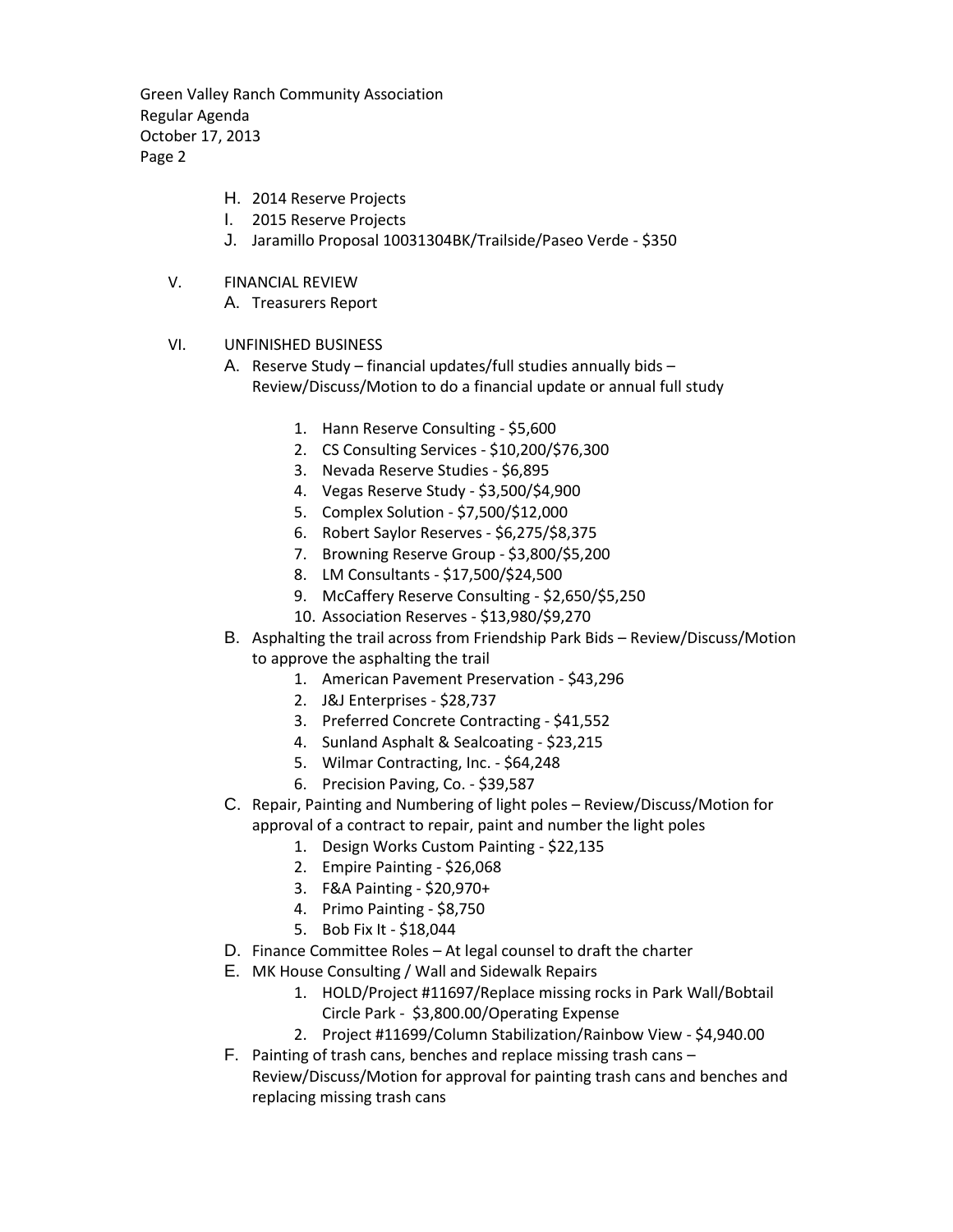H. 2014 Reserve Projects
I. 2015 Reserve Projects
J. Jaramillo Proposal 10031304BK/Trailside/Paseo Verde - $350

V. FINANCIAL REVIEW
  A. Treasurers Report

VI. UNFINISHED BUSINESS
  A. Reserve Study – financial updates/full studies annually bids – Review/Discuss/Motion to do a financial update or annual full study

     1. Hann Reserve Consulting - $5,600
     2. CS Consulting Services - $10,200/$76,300
     3. Nevada Reserve Studies - $6,895
     4. Vegas Reserve Study - $3,500/$4,900
     5. Complex Solution - $7,500/$12,000
     6. Robert Saylor Reserves - $6,275/$8,375
     7. Browning Reserve Group - $3,800/$5,200
     8. LM Consultants - $17,500/$24,500
     9. McCaffery Reserve Consulting - $2,650/$5,250
     10. Association Reserves - $13,980/$9,270

  B. Asphalting the trail across from Friendship Park Bids – Review/Discuss/Motion to approve the asphalting the trail
     1. American Pavement Preservation - $43,296
     2. J&J Enterprises - $28,737
     3. Preferred Concrete Contracting - $41,552
     4. Sunland Asphalt & Sealcoating - $23,215
     5. Wilmar Contracting, Inc. - $64,248
     6. Precision Paving, Co. - $39,587

  C. Repair, Painting and Numbering of light poles – Review/Discuss/Motion for approval of a contract to repair, paint and number the light poles
     1. Design Works Custom Painting - $22,135
     2. Empire Painting - $26,068
     3. F&A Painting - $20,970+
     4. Primo Painting - $8,750
     5. Bob Fix It - $18,044

  D. Finance Committee Roles – At legal counsel to draft the charter

  E. MK House Consulting / Wall and Sidewalk Repairs
     1. HOLD/Project #11697/Replace missing rocks in Park Wall/Bobtail Circle Park - $3,800.00/Operating Expense
     2. Project #11699/Column Stabilization/Rainbow View - $4,940.00

  F. Painting of trash cans, benches and replace missing trash cans – Review/Discuss/Motion for approval for painting trash cans and benches and replacing missing trash cans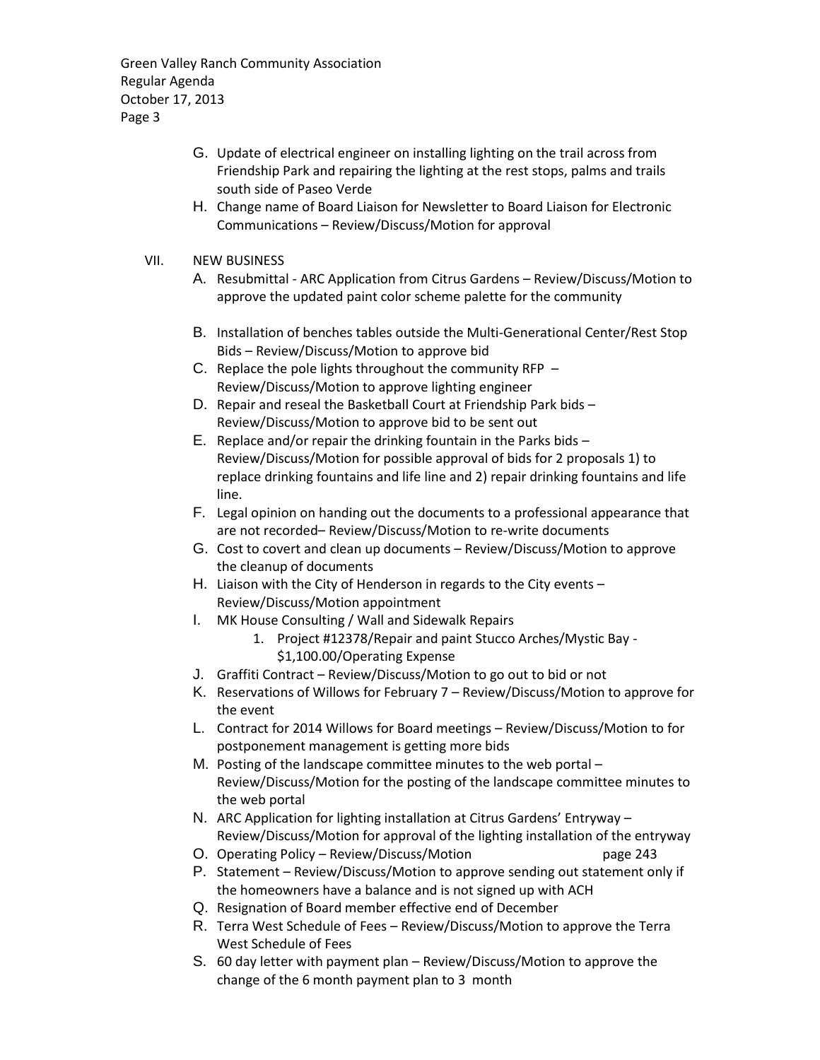G. Update of electrical engineer on installing lighting on the trail across from Friendship Park and repairing the lighting at the rest stops, palms and trails south side of Paseo Verde

H. Change name of Board Liaison for Newsletter to Board Liaison for Electronic Communications – Review/Discuss/Motion for approval

VII. NEW BUSINESS

A. Resubmittal - ARC Application from Citrus Gardens – Review/Discuss/Motion to approve the updated paint color scheme palette for the community

B. Installation of benches tables outside the Multi-Generational Center/Rest Stop Bids – Review/Discuss/Motion to approve bid

C. Replace the pole lights throughout the community RFP – Review/Discuss/Motion to approve lighting engineer

D. Repair and reseal the Basketball Court at Friendship Park bids – Review/Discuss/Motion to approve bid to be sent out

E. Replace and/or repair the drinking fountain in the Parks bids – Review/Discuss/Motion for possible approval of bids for 2 proposals 1) to replace drinking fountains and life line and 2) repair drinking fountains and life line.

F. Legal opinion on handing out the documents to a professional appearance that are not recorded– Review/Discuss/Motion to re-write documents

G. Cost to covert and clean up documents – Review/Discuss/Motion to approve the cleanup of documents

H. Liaison with the City of Henderson in regards to the City events – Review/Discuss/Motion appointment

I. MK House Consulting / Wall and Sidewalk Repairs
   1. Project #12378/Repair and paint Stucco Arches/Mystic Bay - $1,100.00/Operating Expense

J. Graffiti Contract – Review/Discuss/Motion to go out to bid or not

K. Reservations of Willows for February 7 – Review/Discuss/Motion to approve for the event

L. Contract for 2014 Willows for Board meetings – Review/Discuss/Motion to for postponement management is getting more bids

M. Posting of the landscape committee minutes to the web portal – Review/Discuss/Motion for the posting of the landscape committee minutes to the web portal

N. ARC Application for lighting installation at Citrus Gardens' Entryway – Review/Discuss/Motion for approval of the lighting installation of the entryway

O. Operating Policy – Review/Discuss/Motion page 243

P. Statement – Review/Discuss/Motion to approve sending out statement only if the homeowners have a balance and is not signed up with ACH

Q. Resignation of Board member effective end of December

R. Terra West Schedule of Fees – Review/Discuss/Motion to approve the Terra West Schedule of Fees

S. 60 day letter with payment plan – Review/Discuss/Motion to approve the change of the 6 month payment plan to 3 month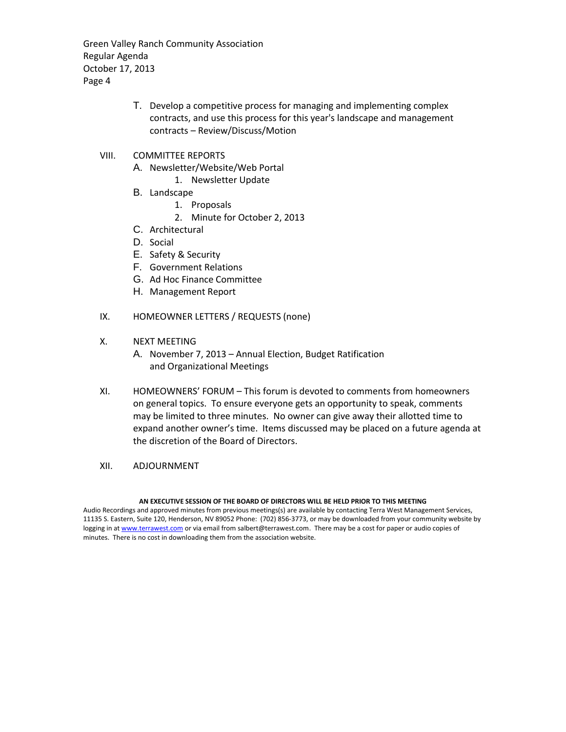T. Develop a competitive process for managing and implementing complex contracts, and use this process for this year's landscape and management contracts – Review/Discuss/Motion

VIII. COMMITTEE REPORTS

A. Newsletter/Website/Web Portal
   1. Newsletter Update

B. Landscape
   1. Proposals
   2. Minute for October 2, 2013

C. Architectural

D. Social

E. Safety & Security

F. Government Relations

G. Ad Hoc Finance Committee

H. Management Report

IX. HOMEOWNER LETTERS / REQUESTS (none)

X. NEXT MEETING

A. November 7, 2013 – Annual Election, Budget Ratification and Organizational Meetings

XI. HOMEOWNERS' FORUM – This forum is devoted to comments from homeowners on general topics. To ensure everyone gets an opportunity to speak, comments may be limited to three minutes. No owner can give away their allotted time to expand another owner's time. Items discussed may be placed on a future agenda at the discretion of the Board of Directors.

XII. ADJOURNMENT

**AN EXECUTIVE SESSION OF THE BOARD OF DIRECTORS WILL BE HELD PRIOR TO THIS MEETING**

Audio Recordings and approved minutes from previous meetings(s) are available by contacting Terra West Management Services, 11135 S. Eastern, Suite 120, Henderson, NV 89052 Phone: (702) 856-3773, or may be downloaded from your community website by logging in at www.terrawest.com or via email from salbert@terrawest.com. There may be a cost for paper or audio copies of minutes. There is no cost in downloading them from the association website.